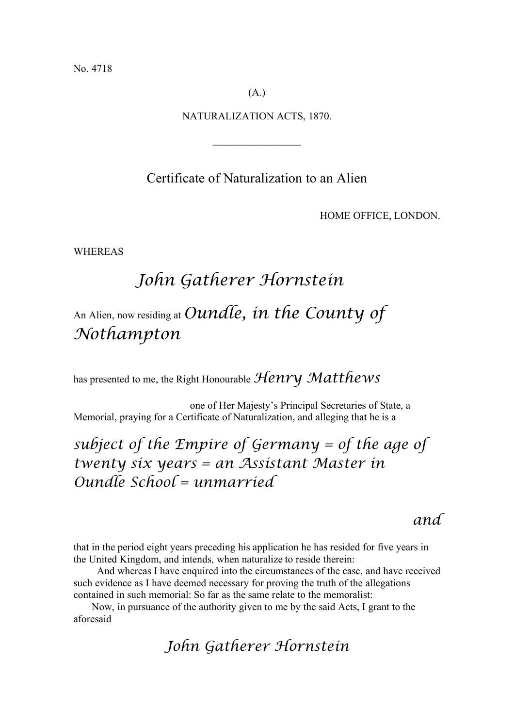No. 4718

(A.)

NATURALIZATION ACTS, 1870.

________________

## Certificate of Naturalization to an Alien

HOME OFFICE, LONDON.

WHEREAS

*John Gatherer Hornstein*

An Alien, now residing at *Oundle, in the County of Nothampton*

has presented to me, the Right Honourable *Henry Matthews*

one of Her Majesty's Principal Secretaries of State, a Memorial, praying for a Certificate of Naturalization, and alleging that he is a

*subject of the Empire of Germany = of the age of twenty six years = an Assistant Master in Oundle School = unmarried*

*and*

that in the period eight years preceding his application he has resided for five years in the United Kingdom, and intends, when naturalize to reside therein:

And whereas I have enquired into the circumstances of the case, and have received such evidence as I have deemed necessary for proving the truth of the allegations contained in such memorial: So far as the same relate to the memoralist:

Now, in pursuance of the authority given to me by the said Acts, I grant to the aforesaid

*John Gatherer Hornstein*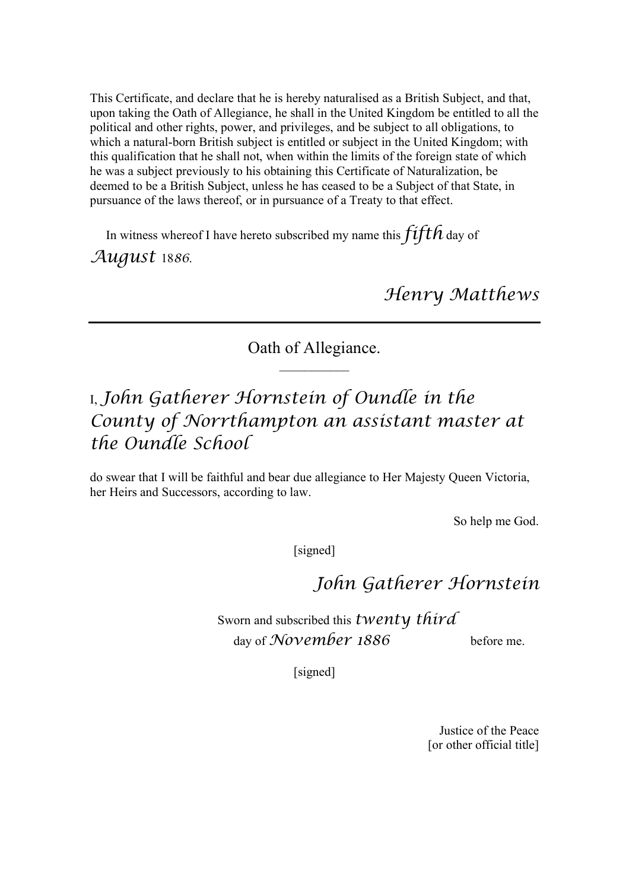This Certificate, and declare that he is hereby naturalised as a British Subject, and that, upon taking the Oath of Allegiance, he shall in the United Kingdom be entitled to all the political and other rights, power, and privileges, and be subject to all obligations, to which a natural-born British subject is entitled or subject in the United Kingdom; with this qualification that he shall not, when within the limits of the foreign state of which he was a subject previously to his obtaining this Certificate of Naturalization, be deemed to be a British Subject, unless he has ceased to be a Subject of that State, in pursuance of the laws thereof, or in pursuance of a Treaty to that effect.

In witness whereof I have hereto subscribed my name this *fifth* day of *August* 18*86*.

*Henry Matthews*

---

## Oath of Allegiance.

I, *John Gatherer Hornstein of Oundle in the County of Norrthampton an assistant master at the Oundle School*

do swear that I will be faithful and bear due allegiance to Her Majesty Queen Victoria, her Heirs and Successors, according to law.

So help me God.

[signed]

*John Gatherer Hornstein*

Sworn and subscribed this *twenty third* day of *November 1886* before me.

[signed]

Justice of the Peace
[or other official title]